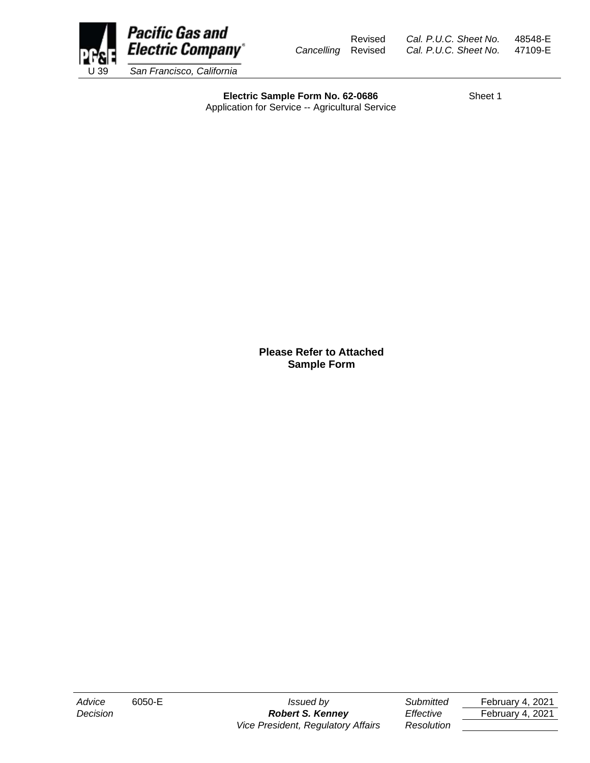**Pacific Gas and Electric Company**
U 39 San Francisco, California

Revised Cal. P.U.C. Sheet No. 48548-E
*Cancelling* Revised Cal. P.U.C. Sheet No. 47109-E

**Electric Sample Form No. 62-0686** Sheet 1
Application for Service -- Agricultural Service

**Please Refer to Attached Sample Form**

| *Advice* | 6050-E | *Issued by* | *Submitted* | February 4, 2021 |
|---|---|---|---|---|
| *Decision* | | ***Robert S. Kenney*** | *Effective* | February 4, 2021 |
| | | *Vice President, Regulatory Affairs* | *Resolution* | |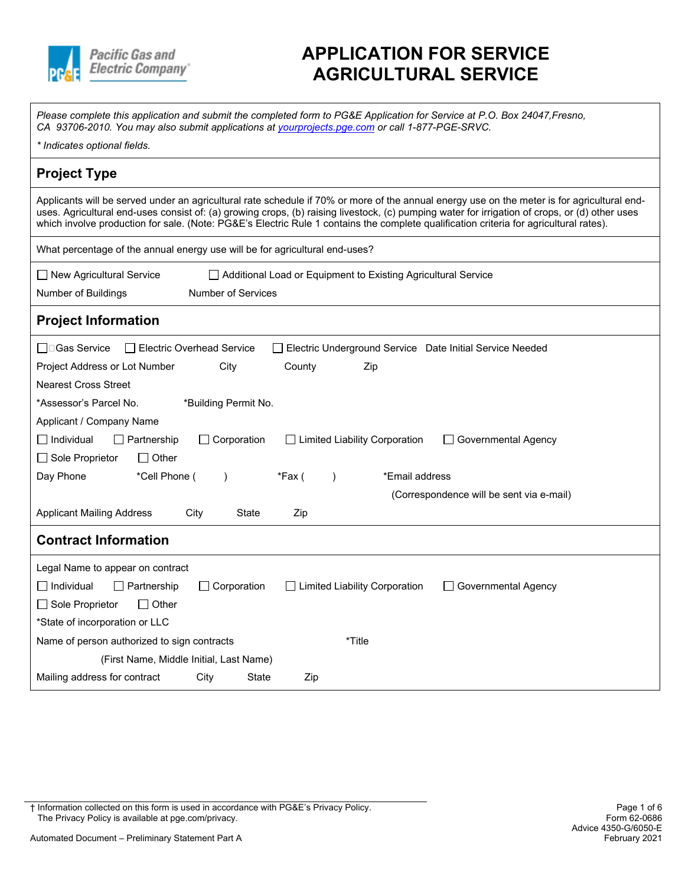# APPLICATION FOR SERVICE AGRICULTURAL SERVICE

*Please complete this application and submit the completed form to PG&E Application for Service at P.O. Box 24047,Fresno, CA 93706-2010. You may also submit applications at [yourprojects.pge.com](yourprojects.pge.com) or call 1-877-PGE-SRVC.*

*\* Indicates optional fields.*

## Project Type

Applicants will be served under an agricultural rate schedule if 70% or more of the annual energy use on the meter is for agricultural end-uses. Agricultural end-uses consist of: (a) growing crops, (b) raising livestock, (c) pumping water for irrigation of crops, or (d) other uses which involve production for sale. (Note: PG&E's Electric Rule 1 contains the complete qualification criteria for agricultural rates).

What percentage of the annual energy use will be for agricultural end-uses?

☐ New Agricultural Service ☐ Additional Load or Equipment to Existing Agricultural Service

Number of Buildings Number of Services

## Project Information

☐ Gas Service ☐ Electric Overhead Service ☐ Electric Underground Service Date Initial Service Needed

Project Address or Lot Number City County Zip

Nearest Cross Street

*Assessor's Parcel No. *Building Permit No.

Applicant / Company Name

☐ Individual ☐ Partnership ☐ Corporation ☐ Limited Liability Corporation ☐ Governmental Agency

☐ Sole Proprietor ☐ Other

Day Phone *Cell Phone ( ) *Fax ( ) *Email address

(Correspondence will be sent via e-mail)

Applicant Mailing Address City State Zip

## Contract Information

Legal Name to appear on contract

☐ Individual ☐ Partnership ☐ Corporation ☐ Limited Liability Corporation ☐ Governmental Agency

☐ Sole Proprietor ☐ Other

*State of incorporation or LLC

Name of person authorized to sign contracts *Title

(First Name, Middle Initial, Last Name)

Mailing address for contract City State Zip

† Information collected on this form is used in accordance with PG&E's Privacy Policy. The Privacy Policy is available at pge.com/privacy.

Automated Document – Preliminary Statement Part A

Form 62-0686
Advice 4350-G/6050-E
February 2021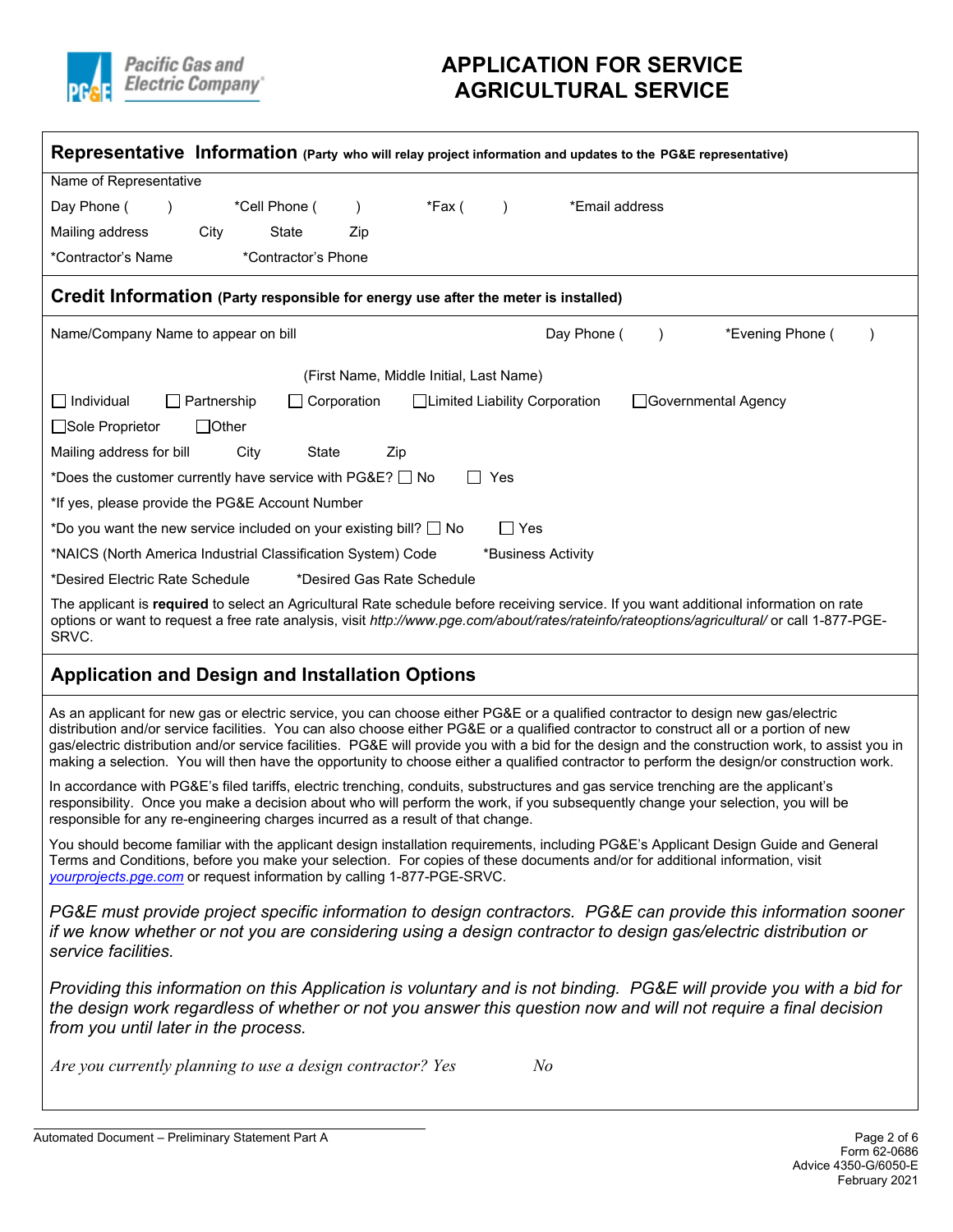# APPLICATION FOR SERVICE
# AGRICULTURAL SERVICE

## Representative Information (Party who will relay project information and updates to the PG&E representative)

Name of Representative

Day Phone ( ) *Cell Phone ( ) *Fax ( ) *Email address

Mailing address City State Zip

*Contractor's Name *Contractor's Phone

## Credit Information (Party responsible for energy use after the meter is installed)

Name/Company Name to appear on bill Day Phone ( ) *Evening Phone ( )

(First Name, Middle Initial, Last Name)

☐ Individual ☐ Partnership ☐ Corporation ☐ Limited Liability Corporation ☐ Governmental Agency

☐ Sole Proprietor ☐ Other

Mailing address for bill City State Zip

*Does the customer currently have service with PG&E? ☐ No ☐ Yes

*If yes, please provide the PG&E Account Number

*Do you want the new service included on your existing bill? ☐ No ☐ Yes

*NAICS (North America Industrial Classification System) Code *Business Activity

*Desired Electric Rate Schedule *Desired Gas Rate Schedule

The applicant is **required** to select an Agricultural Rate schedule before receiving service. If you want additional information on rate options or want to request a free rate analysis, visit *http://www.pge.com/about/rates/rateinfo/rateoptions/agricultural/* or call 1-877-PGE-SRVC.

## Application and Design and Installation Options

As an applicant for new gas or electric service, you can choose either PG&E or a qualified contractor to design new gas/electric distribution and/or service facilities. You can also choose either PG&E or a qualified contractor to construct all or a portion of new gas/electric distribution and/or service facilities. PG&E will provide you with a bid for the design and the construction work, to assist you in making a selection. You will then have the opportunity to choose either a qualified contractor to perform the design/or construction work.

In accordance with PG&E's filed tariffs, electric trenching, conduits, substructures and gas service trenching are the applicant's responsibility. Once you make a decision about who will perform the work, if you subsequently change your selection, you will be responsible for any re-engineering charges incurred as a result of that change.

You should become familiar with the applicant design installation requirements, including PG&E's Applicant Design Guide and General Terms and Conditions, before you make your selection. For copies of these documents and/or for additional information, visit *yourprojects.pge.com* or request information by calling 1-877-PGE-SRVC.

*PG&E must provide project specific information to design contractors. PG&E can provide this information sooner if we know whether or not you are considering using a design contractor to design gas/electric distribution or service facilities.*

*Providing this information on this Application is voluntary and is not binding. PG&E will provide you with a bid for the design work regardless of whether or not you answer this question now and will not require a final decision from you until later in the process.*

*Are you currently planning to use a design contractor? Yes No*

Automated Document – Preliminary Statement Part A

Form 62-0686
Advice 4350-G/6050-E
February 2021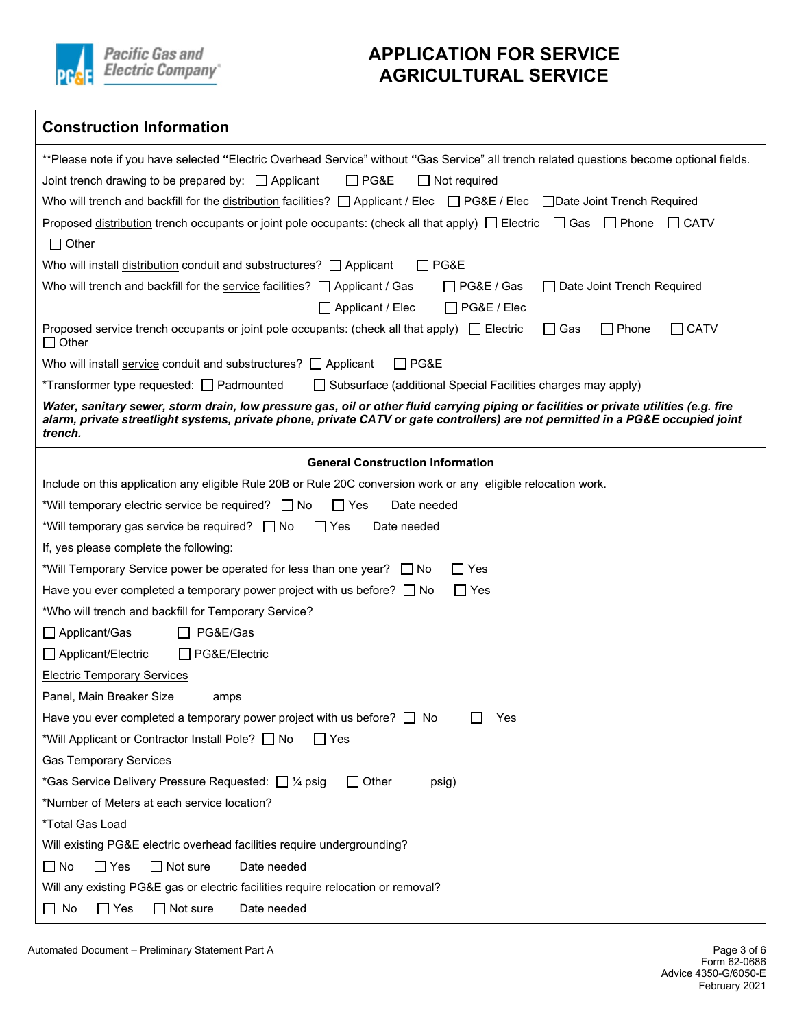# APPLICATION FOR SERVICE AGRICULTURAL SERVICE

## Construction Information

**Please note if you have selected "Electric Overhead Service" without "Gas Service" all trench related questions become optional fields.

Joint trench drawing to be prepared by: ☐ Applicant ☐ PG&E ☐ Not required

Who will trench and backfill for the distribution facilities? ☐ Applicant / Elec ☐ PG&E / Elec ☐ Date Joint Trench Required

Proposed distribution trench occupants or joint pole occupants: (check all that apply) ☐ Electric ☐ Gas ☐ Phone ☐ CATV ☐ Other

Who will install distribution conduit and substructures? ☐ Applicant ☐ PG&E

Who will trench and backfill for the service facilities? ☐ Applicant / Gas ☐ PG&E / Gas ☐ Date Joint Trench Required
☐ Applicant / Elec ☐ PG&E / Elec

Proposed service trench occupants or joint pole occupants: (check all that apply) ☐ Electric ☐ Gas ☐ Phone ☐ CATV ☐ Other

Who will install service conduit and substructures? ☐ Applicant ☐ PG&E

*Transformer type requested: ☐ Padmounted ☐ Subsurface (additional Special Facilities charges may apply)

***Water, sanitary sewer, storm drain, low pressure gas, oil or other fluid carrying piping or facilities or private utilities (e.g. fire alarm, private streetlight systems, private phone, private CATV or gate controllers) are not permitted in a PG&E occupied joint trench.***

### General Construction Information

Include on this application any eligible Rule 20B or Rule 20C conversion work or any eligible relocation work.

*Will temporary electric service be required? ☐ No ☐ Yes Date needed

*Will temporary gas service be required? ☐ No ☐ Yes Date needed

If, yes please complete the following:

*Will Temporary Service power be operated for less than one year? ☐ No ☐ Yes

Have you ever completed a temporary power project with us before? ☐ No ☐ Yes

*Who will trench and backfill for Temporary Service?

☐ Applicant/Gas ☐ PG&E/Gas

☐ Applicant/Electric ☐ PG&E/Electric

Electric Temporary Services

Panel, Main Breaker Size amps

Have you ever completed a temporary power project with us before? ☐ No ☐ Yes

*Will Applicant or Contractor Install Pole? ☐ No ☐ Yes

Gas Temporary Services

*Gas Service Delivery Pressure Requested: ☐ ¼ psig ☐ Other psig)

*Number of Meters at each service location?

*Total Gas Load

Will existing PG&E electric overhead facilities require undergrounding?

☐ No ☐ Yes ☐ Not sure Date needed

Will any existing PG&E gas or electric facilities require relocation or removal?

☐ No ☐ Yes ☐ Not sure Date needed

Automated Document – Preliminary Statement Part A

Form 62-0686
Advice 4350-G/6050-E
February 2021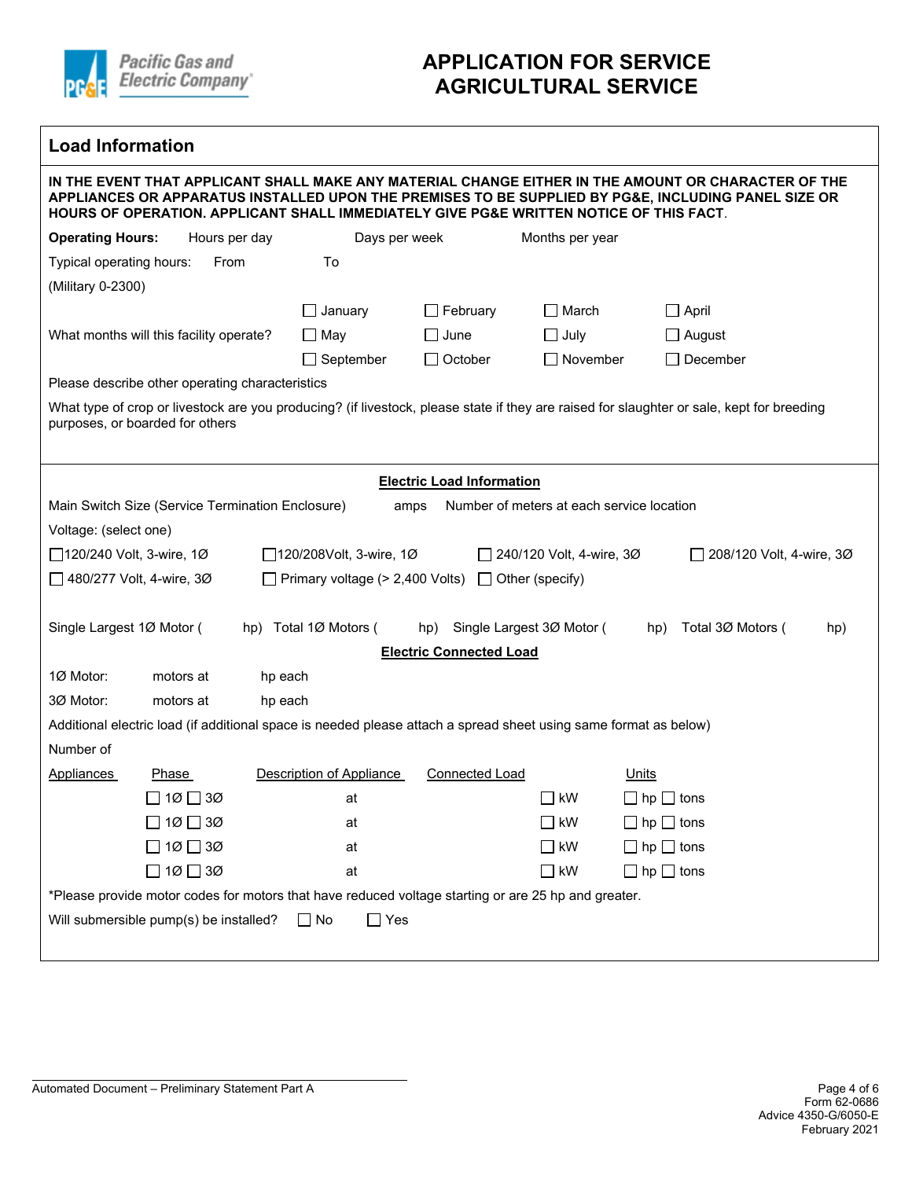Pacific Gas and Electric Company

# APPLICATION FOR SERVICE
# AGRICULTURAL SERVICE

## Load Information

**IN THE EVENT THAT APPLICANT SHALL MAKE ANY MATERIAL CHANGE EITHER IN THE AMOUNT OR CHARACTER OF THE APPLIANCES OR APPARATUS INSTALLED UPON THE PREMISES TO BE SUPPLIED BY PG&E, INCLUDING PANEL SIZE OR HOURS OF OPERATION. APPLICANT SHALL IMMEDIATELY GIVE PG&E WRITTEN NOTICE OF THIS FACT.**

**Operating Hours:** Hours per day Days per week Months per year

Typical operating hours: From To

(Military 0-2300)

What months will this facility operate?

| | | | |
|---|---|---|---|
| ☐ January | ☐ February | ☐ March | ☐ April |
| ☐ May | ☐ June | ☐ July | ☐ August |
| ☐ September | ☐ October | ☐ November | ☐ December |

Please describe other operating characteristics

What type of crop or livestock are you producing? (if livestock, please state if they are raised for slaughter or sale, kept for breeding purposes, or boarded for others

**Electric Load Information**

Main Switch Size (Service Termination Enclosure) amps Number of meters at each service location

Voltage: (select one)

☐ 120/240 Volt, 3-wire, 1Ø ☐ 120/208Volt, 3-wire, 1Ø ☐ 240/120 Volt, 4-wire, 3Ø ☐ 208/120 Volt, 4-wire, 3Ø

☐ 480/277 Volt, 4-wire, 3Ø ☐ Primary voltage (> 2,400 Volts) ☐ Other (specify)

Single Largest 1Ø Motor ( hp) Total 1Ø Motors ( hp) Single Largest 3Ø Motor ( hp) Total 3Ø Motors ( hp)

**Electric Connected Load**

1Ø Motor: motors at hp each

3Ø Motor: motors at hp each

Additional electric load (if additional space is needed please attach a spread sheet using same format as below)

| Number of Appliances | Phase | Description of Appliance | Connected Load | Units |
|---|---|---|---|---|
| | ☐ 1Ø ☐ 3Ø | at | ☐ kW | ☐ hp ☐ tons |
| | ☐ 1Ø ☐ 3Ø | at | ☐ kW | ☐ hp ☐ tons |
| | ☐ 1Ø ☐ 3Ø | at | ☐ kW | ☐ hp ☐ tons |
| | ☐ 1Ø ☐ 3Ø | at | ☐ kW | ☐ hp ☐ tons |

*Please provide motor codes for motors that have reduced voltage starting or are 25 hp and greater.

Will submersible pump(s) be installed? ☐ No ☐ Yes

Automated Document – Preliminary Statement Part A

Form 62-0686
Advice 4350-G/6050-E
February 2021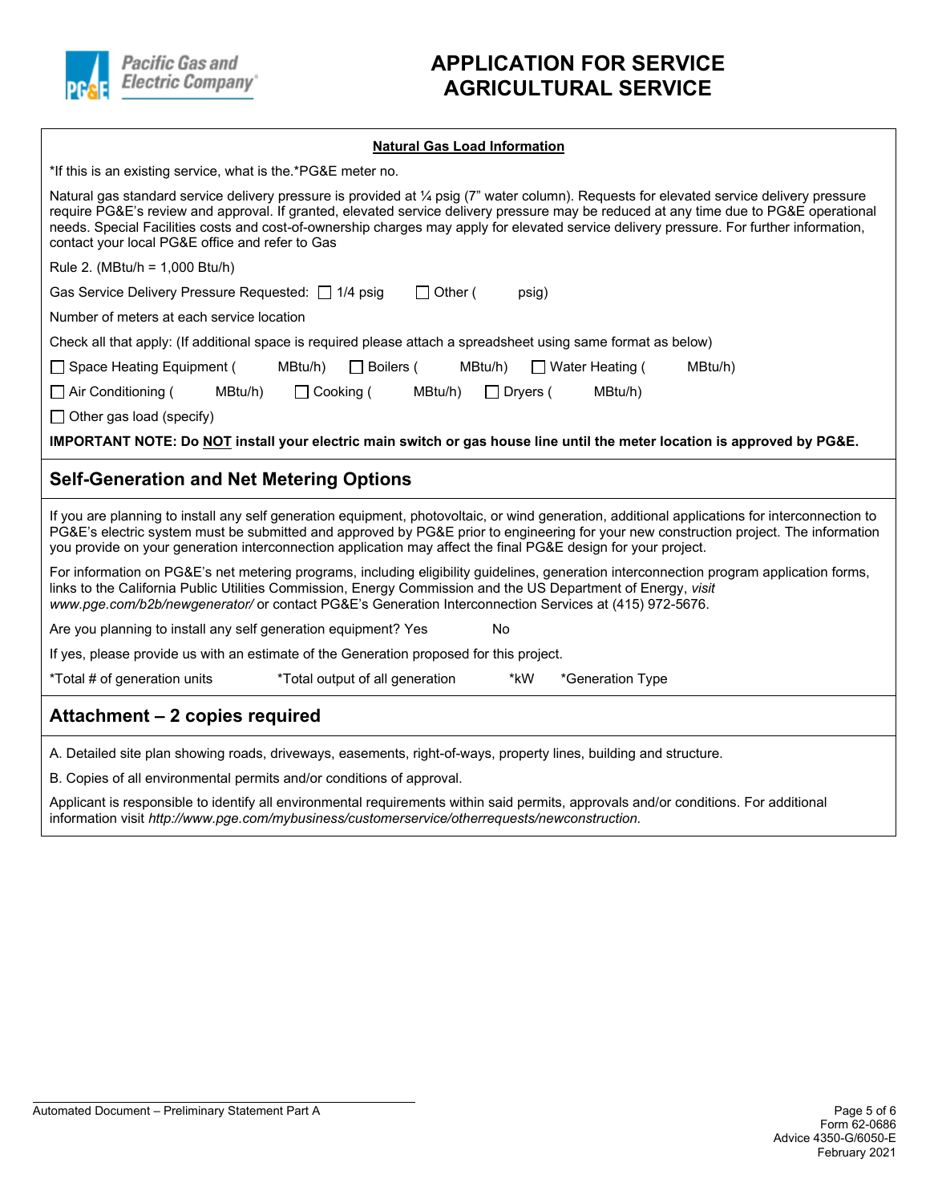# APPLICATION FOR SERVICE AGRICULTURAL SERVICE

## Natural Gas Load Information

*If this is an existing service, what is the.*PG&E meter no.

Natural gas standard service delivery pressure is provided at ¼ psig (7" water column). Requests for elevated service delivery pressure require PG&E's review and approval. If granted, elevated service delivery pressure may be reduced at any time due to PG&E operational needs. Special Facilities costs and cost-of-ownership charges may apply for elevated service delivery pressure. For further information, contact your local PG&E office and refer to Gas

Rule 2. (MBtu/h = 1,000 Btu/h)

Gas Service Delivery Pressure Requested: ☐ 1/4 psig ☐ Other ( psig)

Number of meters at each service location

Check all that apply: (If additional space is required please attach a spreadsheet using same format as below)

☐ Space Heating Equipment ( MBtu/h) ☐ Boilers ( MBtu/h) ☐ Water Heating ( MBtu/h)

☐ Air Conditioning ( MBtu/h) ☐ Cooking ( MBtu/h) ☐ Dryers ( MBtu/h)

☐ Other gas load (specify)

**IMPORTANT NOTE: Do NOT install your electric main switch or gas house line until the meter location is approved by PG&E.**

## Self-Generation and Net Metering Options

If you are planning to install any self generation equipment, photovoltaic, or wind generation, additional applications for interconnection to PG&E's electric system must be submitted and approved by PG&E prior to engineering for your new construction project. The information you provide on your generation interconnection application may affect the final PG&E design for your project.

For information on PG&E's net metering programs, including eligibility guidelines, generation interconnection program application forms, links to the California Public Utilities Commission, Energy Commission and the US Department of Energy, *visit www.pge.com/b2b/newgenerator/* or contact PG&E's Generation Interconnection Services at (415) 972-5676.

Are you planning to install any self generation equipment? Yes No

If yes, please provide us with an estimate of the Generation proposed for this project.

*Total # of generation units *Total output of all generation *kW *Generation Type

## Attachment – 2 copies required

A. Detailed site plan showing roads, driveways, easements, right-of-ways, property lines, building and structure.

B. Copies of all environmental permits and/or conditions of approval.

Applicant is responsible to identify all environmental requirements within said permits, approvals and/or conditions. For additional information visit *http://www.pge.com/mybusiness/customerservice/otherrequests/newconstruction.*

Automated Document – Preliminary Statement Part A

Form 62-0686
Advice 4350-G/6050-E
February 2021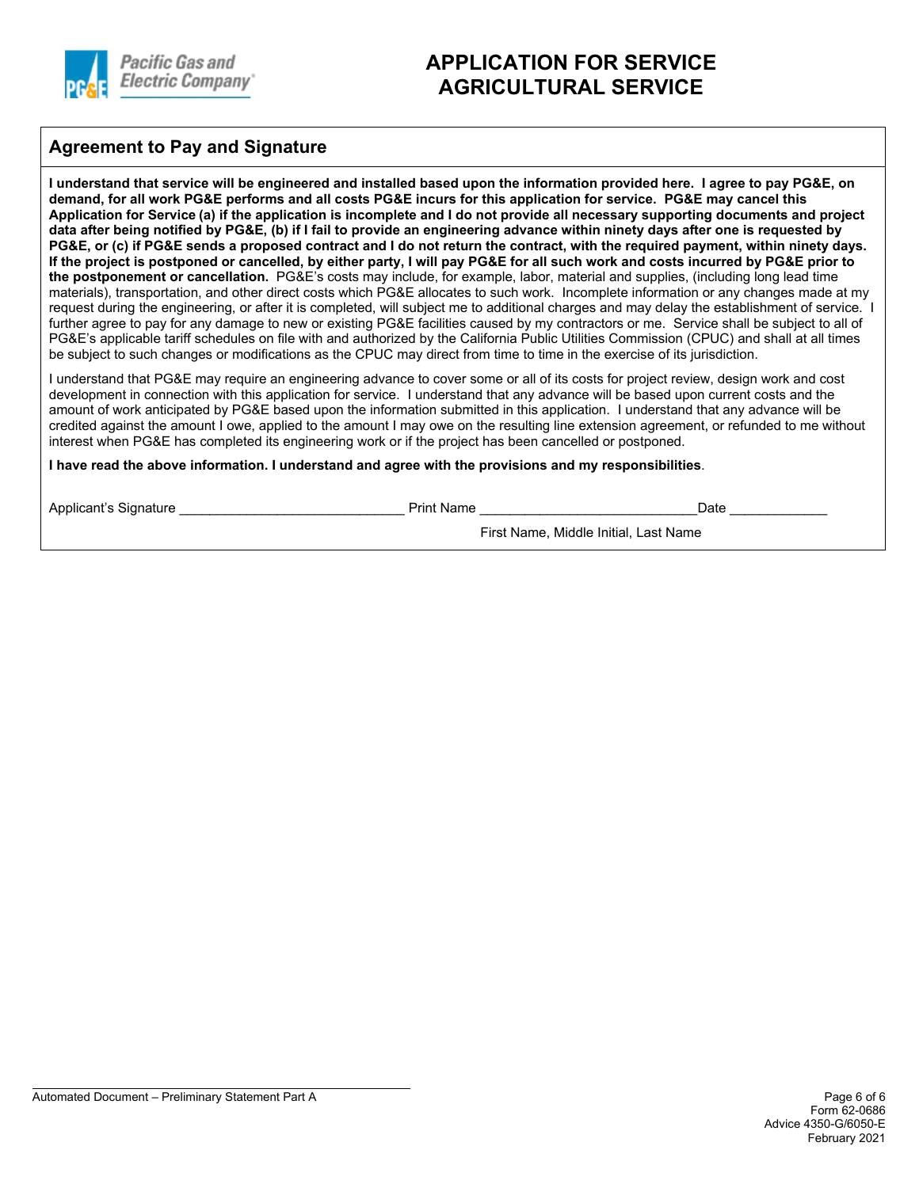# APPLICATION FOR SERVICE AGRICULTURAL SERVICE

## Agreement to Pay and Signature

**I understand that service will be engineered and installed based upon the information provided here. I agree to pay PG&E, on demand, for all work PG&E performs and all costs PG&E incurs for this application for service. PG&E may cancel this Application for Service (a) if the application is incomplete and I do not provide all necessary supporting documents and project data after being notified by PG&E, (b) if I fail to provide an engineering advance within ninety days after one is requested by PG&E, or (c) if PG&E sends a proposed contract and I do not return the contract, with the required payment, within ninety days. If the project is postponed or cancelled, by either party, I will pay PG&E for all such work and costs incurred by PG&E prior to the postponement or cancellation.** PG&E's costs may include, for example, labor, material and supplies, (including long lead time materials), transportation, and other direct costs which PG&E allocates to such work. Incomplete information or any changes made at my request during the engineering, or after it is completed, will subject me to additional charges and may delay the establishment of service. I further agree to pay for any damage to new or existing PG&E facilities caused by my contractors or me. Service shall be subject to all of PG&E's applicable tariff schedules on file with and authorized by the California Public Utilities Commission (CPUC) and shall at all times be subject to such changes or modifications as the CPUC may direct from time to time in the exercise of its jurisdiction.

I understand that PG&E may require an engineering advance to cover some or all of its costs for project review, design work and cost development in connection with this application for service. I understand that any advance will be based upon current costs and the amount of work anticipated by PG&E based upon the information submitted in this application. I understand that any advance will be credited against the amount I owe, applied to the amount I may owe on the resulting line extension agreement, or refunded to me without interest when PG&E has completed its engineering work or if the project has been cancelled or postponed.

**I have read the above information. I understand and agree with the provisions and my responsibilities**.

Applicant's Signature ______________________________ Print Name ______________________________ Date _____________

First Name, Middle Initial, Last Name

Automated Document – Preliminary Statement Part A

Form 62-0686
Advice 4350-G/6050-E
February 2021